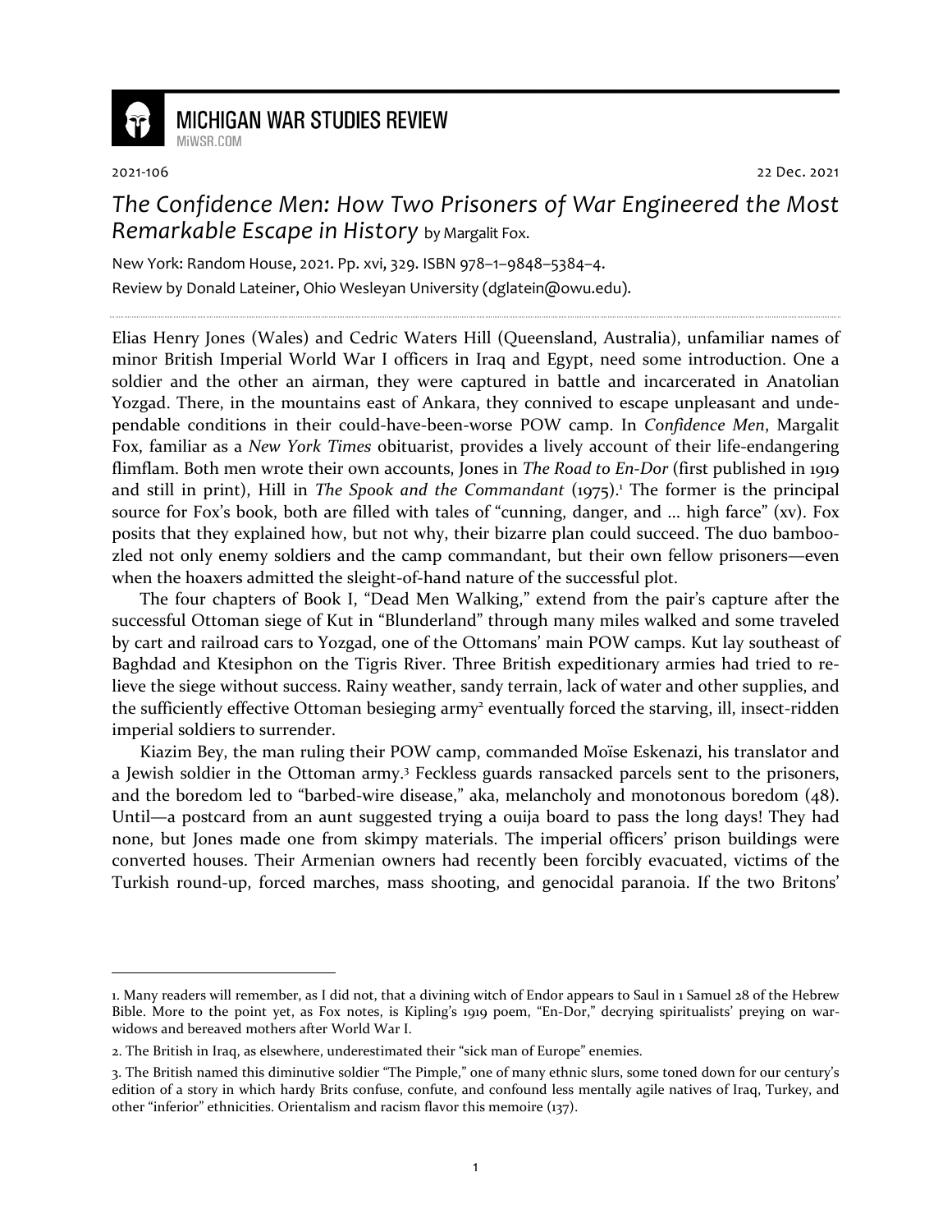2021-106 22 Dec. 2021

# *The Confidence Men: How Two Prisoners of War Engineered the Most Remarkable Escape in History* by Margalit Fox.

New York: Random House, 2021. Pp. xvi, 329. ISBN 978–1–9848–5384–4.

Review by Donald Lateiner, Ohio Wesleyan University (dglatein@owu.edu).

Elias Henry Jones (Wales) and Cedric Waters Hill (Queensland, Australia), unfamiliar names of minor British Imperial World War I officers in Iraq and Egypt, need some introduction. One a soldier and the other an airman, they were captured in battle and incarcerated in Anatolian Yozgad. There, in the mountains east of Ankara, they connived to escape unpleasant and undependable conditions in their could-have-been-worse POW camp. In *Confidence Men*, Margalit Fox, familiar as a *New York Times* obituarist, provides a lively account of their life-endangering flimflam. Both men wrote their own accounts, Jones in *The Road to En-Dor* (first published in 1919 and still in print), Hill in *The Spook and the Commandant* (1975).[1] The former is the principal source for Fox's book, both are filled with tales of "cunning, danger, and ... high farce" (xv). Fox posits that they explained how, but not why, their bizarre plan could succeed. The duo bamboozled not only enemy soldiers and the camp commandant, but their own fellow prisoners—even when the hoaxers admitted the sleight-of-hand nature of the successful plot.

The four chapters of Book I, "Dead Men Walking," extend from the pair's capture after the successful Ottoman siege of Kut in "Blunderland" through many miles walked and some traveled by cart and railroad cars to Yozgad, one of the Ottomans' main POW camps. Kut lay southeast of Baghdad and Ktesiphon on the Tigris River. Three British expeditionary armies had tried to relieve the siege without success. Rainy weather, sandy terrain, lack of water and other supplies, and the sufficiently effective Ottoman besieging army[2] eventually forced the starving, ill, insect-ridden imperial soldiers to surrender.

Kiazim Bey, the man ruling their POW camp, commanded Moïse Eskenazi, his translator and a Jewish soldier in the Ottoman army.[3] Feckless guards ransacked parcels sent to the prisoners, and the boredom led to "barbed-wire disease," aka, melancholy and monotonous boredom (48). Until—a postcard from an aunt suggested trying a ouija board to pass the long days! They had none, but Jones made one from skimpy materials. The imperial officers' prison buildings were converted houses. Their Armenian owners had recently been forcibly evacuated, victims of the Turkish round-up, forced marches, mass shooting, and genocidal paranoia. If the two Britons'

---

1. Many readers will remember, as I did not, that a divining witch of Endor appears to Saul in 1 Samuel 28 of the Hebrew Bible. More to the point yet, as Fox notes, is Kipling's 1919 poem, "En-Dor," decrying spiritualists' preying on war-widows and bereaved mothers after World War I.

2. The British in Iraq, as elsewhere, underestimated their "sick man of Europe" enemies.

3. The British named this diminutive soldier "The Pimple," one of many ethnic slurs, some toned down for our century's edition of a story in which hardy Brits confuse, confute, and confound less mentally agile natives of Iraq, Turkey, and other "inferior" ethnicities. Orientalism and racism flavor this memoire (137).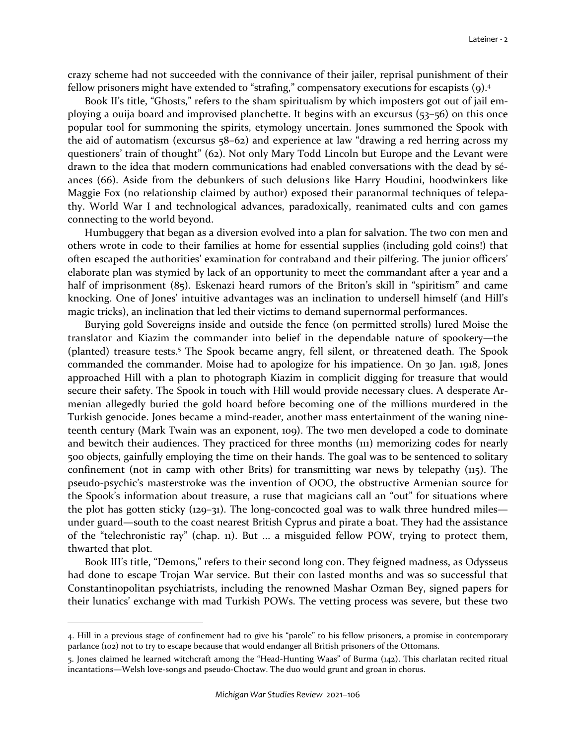crazy scheme had not succeeded with the connivance of their jailer, reprisal punishment of their fellow prisoners might have extended to "strafing," compensatory executions for escapists (9).[4]

Book II's title, "Ghosts," refers to the sham spiritualism by which imposters got out of jail employing a ouija board and improvised planchette. It begins with an excursus (53–56) on this once popular tool for summoning the spirits, etymology uncertain. Jones summoned the Spook with the aid of automatism (excursus 58–62) and experience at law "drawing a red herring across my questioners' train of thought" (62). Not only Mary Todd Lincoln but Europe and the Levant were drawn to the idea that modern communications had enabled conversations with the dead by séances (66). Aside from the debunkers of such delusions like Harry Houdini, hoodwinkers like Maggie Fox (no relationship claimed by author) exposed their paranormal techniques of telepathy. World War I and technological advances, paradoxically, reanimated cults and con games connecting to the world beyond.

Humbuggery that began as a diversion evolved into a plan for salvation. The two con men and others wrote in code to their families at home for essential supplies (including gold coins!) that often escaped the authorities' examination for contraband and their pilfering. The junior officers' elaborate plan was stymied by lack of an opportunity to meet the commandant after a year and a half of imprisonment (85). Eskenazi heard rumors of the Briton's skill in "spiritism" and came knocking. One of Jones' intuitive advantages was an inclination to undersell himself (and Hill's magic tricks), an inclination that led their victims to demand supernormal performances.

Burying gold Sovereigns inside and outside the fence (on permitted strolls) lured Moise the translator and Kiazim the commander into belief in the dependable nature of spookery—the (planted) treasure tests.[5] The Spook became angry, fell silent, or threatened death. The Spook commanded the commander. Moise had to apologize for his impatience. On 30 Jan. 1918, Jones approached Hill with a plan to photograph Kiazim in complicit digging for treasure that would secure their safety. The Spook in touch with Hill would provide necessary clues. A desperate Armenian allegedly buried the gold hoard before becoming one of the millions murdered in the Turkish genocide. Jones became a mind-reader, another mass entertainment of the waning nineteenth century (Mark Twain was an exponent, 109). The two men developed a code to dominate and bewitch their audiences. They practiced for three months (111) memorizing codes for nearly 500 objects, gainfully employing the time on their hands. The goal was to be sentenced to solitary confinement (not in camp with other Brits) for transmitting war news by telepathy (115). The pseudo-psychic's masterstroke was the invention of OOO, the obstructive Armenian source for the Spook's information about treasure, a ruse that magicians call an "out" for situations where the plot has gotten sticky (129–31). The long-concocted goal was to walk three hundred miles—under guard—south to the coast nearest British Cyprus and pirate a boat. They had the assistance of the "telechronistic ray" (chap. 11). But … a misguided fellow POW, trying to protect them, thwarted that plot.

Book III's title, "Demons," refers to their second long con. They feigned madness, as Odysseus had done to escape Trojan War service. But their con lasted months and was so successful that Constantinopolitan psychiatrists, including the renowned Mashar Ozman Bey, signed papers for their lunatics' exchange with mad Turkish POWs. The vetting process was severe, but these two

---

4. Hill in a previous stage of confinement had to give his "parole" to his fellow prisoners, a promise in contemporary parlance (102) not to try to escape because that would endanger all British prisoners of the Ottomans.

5. Jones claimed he learned witchcraft among the "Head-Hunting Waas" of Burma (142). This charlatan recited ritual incantations—Welsh love-songs and pseudo-Choctaw. The duo would grunt and groan in chorus.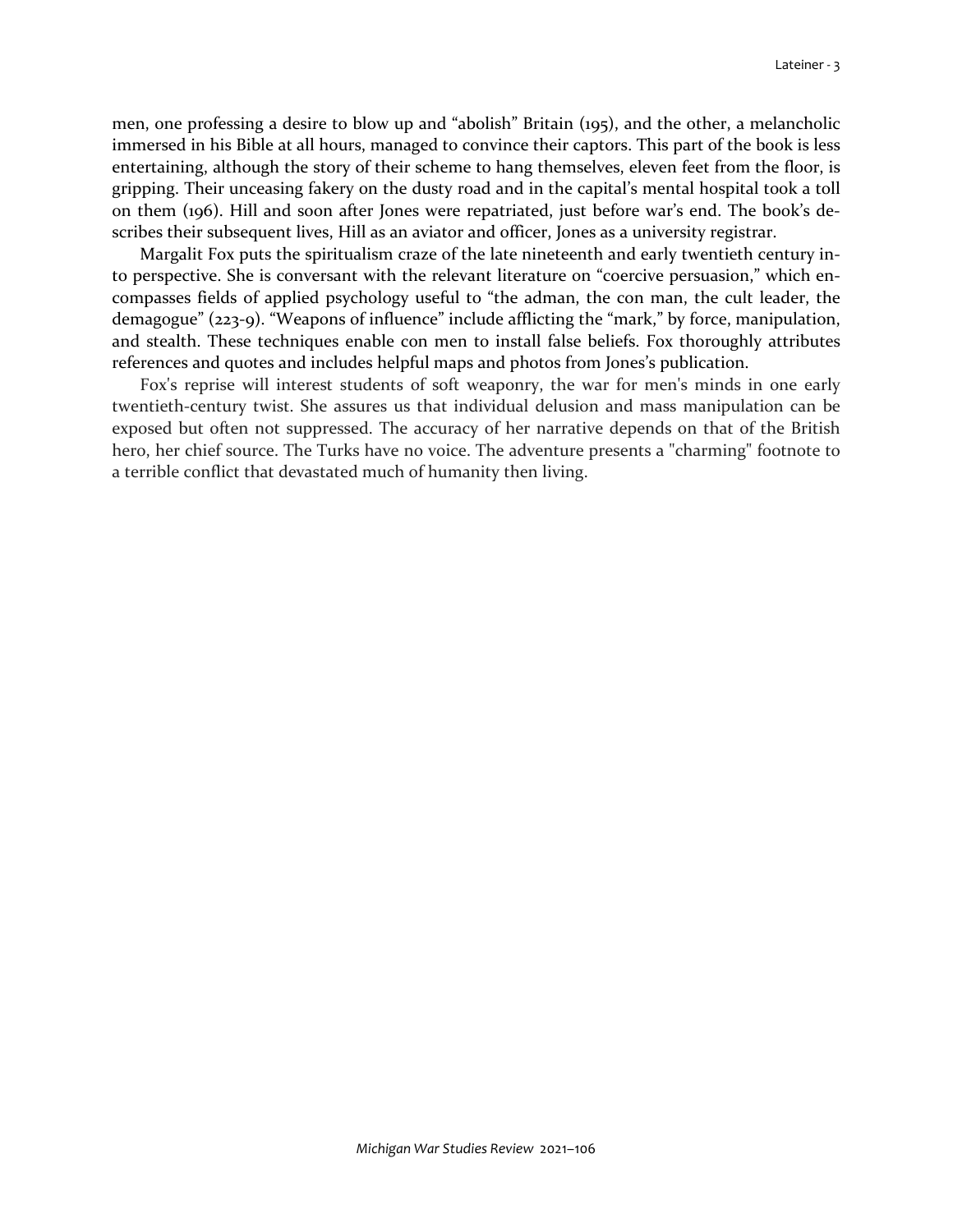men, one professing a desire to blow up and "abolish" Britain (195), and the other, a melancholic immersed in his Bible at all hours, managed to convince their captors. This part of the book is less entertaining, although the story of their scheme to hang themselves, eleven feet from the floor, is gripping. Their unceasing fakery on the dusty road and in the capital's mental hospital took a toll on them (196). Hill and soon after Jones were repatriated, just before war's end. The book's describes their subsequent lives, Hill as an aviator and officer, Jones as a university registrar.

Margalit Fox puts the spiritualism craze of the late nineteenth and early twentieth century into perspective. She is conversant with the relevant literature on "coercive persuasion," which encompasses fields of applied psychology useful to "the adman, the con man, the cult leader, the demagogue" (223-9). "Weapons of influence" include afflicting the "mark," by force, manipulation, and stealth. These techniques enable con men to install false beliefs. Fox thoroughly attributes references and quotes and includes helpful maps and photos from Jones's publication.

Fox's reprise will interest students of soft weaponry, the war for men's minds in one early twentieth-century twist. She assures us that individual delusion and mass manipulation can be exposed but often not suppressed. The accuracy of her narrative depends on that of the British hero, her chief source. The Turks have no voice. The adventure presents a "charming" footnote to a terrible conflict that devastated much of humanity then living.